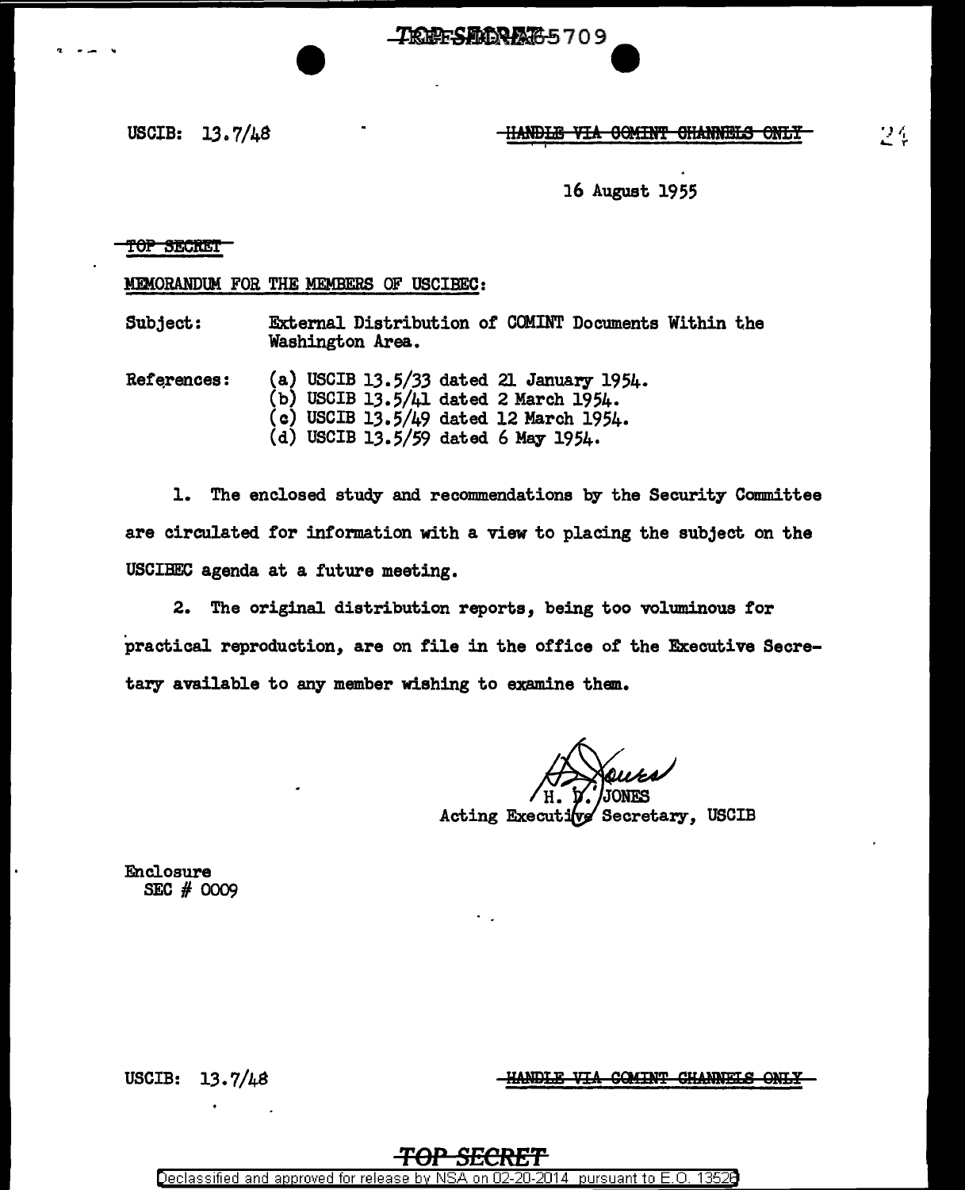USCIB: 13.7/48

HANDLE VIA COMINT CHANNELS ONLY

16 August 1955

TOP SECRET

MEMORANDUM FOR THE MEMBERS OF USCIBEC:

Subject: External Distribution of COMINT Documents Within the Washington Area.

References:
(a) USCIB 13.5/33 dated 21 January 1954.
(b) USCIB 13.5/41 dated 2 March 1954.
(c) USCIB 13.5/49 dated 12 March 1954.
(d) USCIB 13.5/59 dated 6 May 1954.

1. The enclosed study and recommendations by the Security Committee are circulated for information with a view to placing the subject on the USCIBEC agenda at a future meeting.

2. The original distribution reports, being too voluminous for practical reproduction, are on file in the office of the Executive Secretary available to any member wishing to examine them.

H. D. JONES
Acting Executive Secretary, USCIB

Enclosure
SEC # 0009

USCIB: 13.7/48

HANDLE VIA COMINT CHANNELS ONLY

TOP SECRET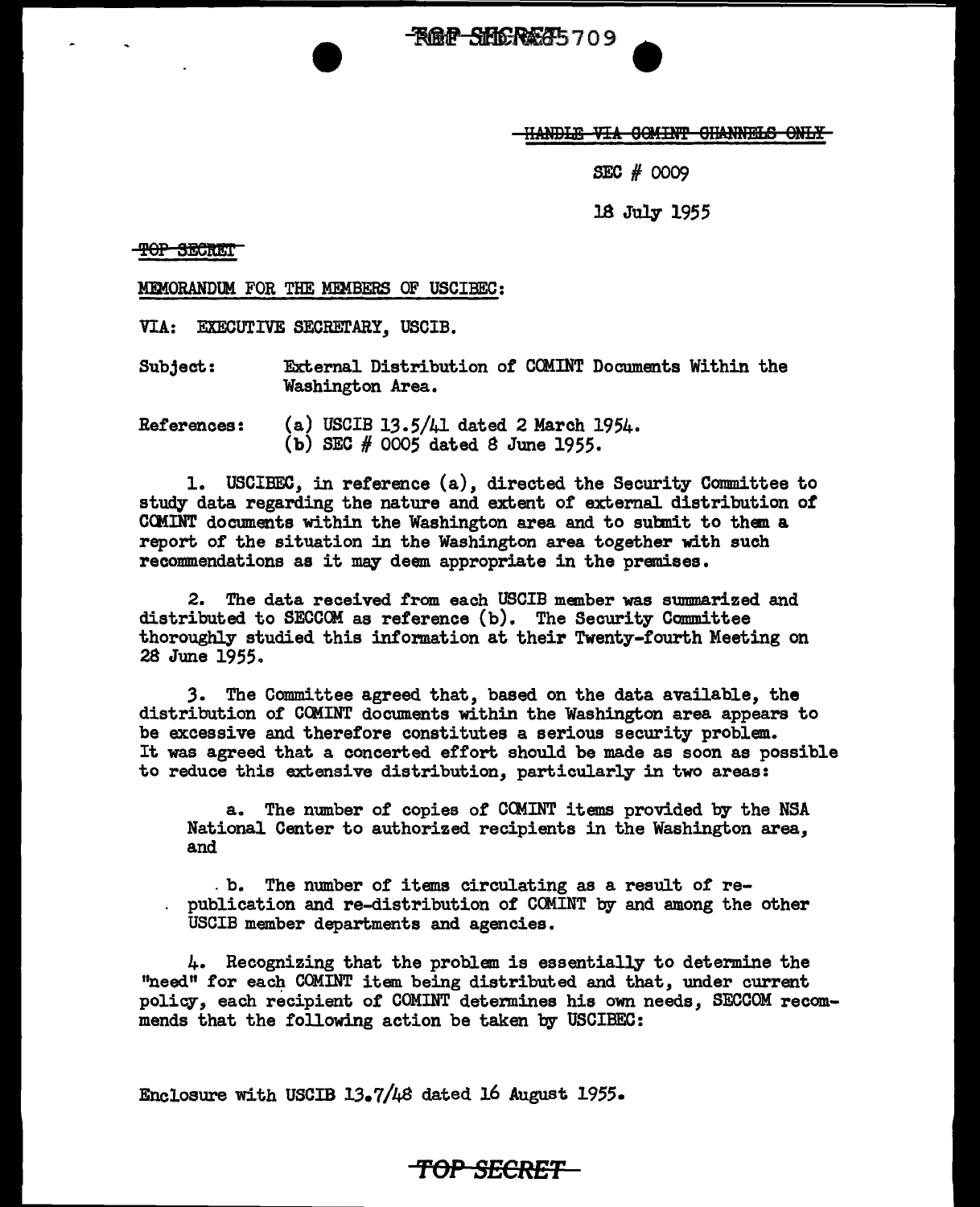~~HANDLE VIA COMINT CHANNELS ONLY~~

SEC # 0009

18 July 1955

~~TOP SECRET~~

MEMORANDUM FOR THE MEMBERS OF USCIBEC:

VIA: EXECUTIVE SECRETARY, USCIB.

Subject: External Distribution of COMINT Documents Within the Washington Area.

References: (a) USCIB 13.5/41 dated 2 March 1954.
(b) SEC # 0005 dated 8 June 1955.

1. USCIBEC, in reference (a), directed the Security Committee to study data regarding the nature and extent of external distribution of COMINT documents within the Washington area and to submit to them a report of the situation in the Washington area together with such recommendations as it may deem appropriate in the premises.

2. The data received from each USCIB member was summarized and distributed to SECCOM as reference (b). The Security Committee thoroughly studied this information at their Twenty-fourth Meeting on 28 June 1955.

3. The Committee agreed that, based on the data available, the distribution of COMINT documents within the Washington area appears to be excessive and therefore constitutes a serious security problem. It was agreed that a concerted effort should be made as soon as possible to reduce this extensive distribution, particularly in two areas:

a. The number of copies of COMINT items provided by the NSA National Center to authorized recipients in the Washington area, and

b. The number of items circulating as a result of re-publication and re-distribution of COMINT by and among the other USCIB member departments and agencies.

4. Recognizing that the problem is essentially to determine the "need" for each COMINT item being distributed and that, under current policy, each recipient of COMINT determines his own needs, SECCOM recommends that the following action be taken by USCIBEC:

Enclosure with USCIB 13.7/48 dated 16 August 1955.

~~TOP SECRET~~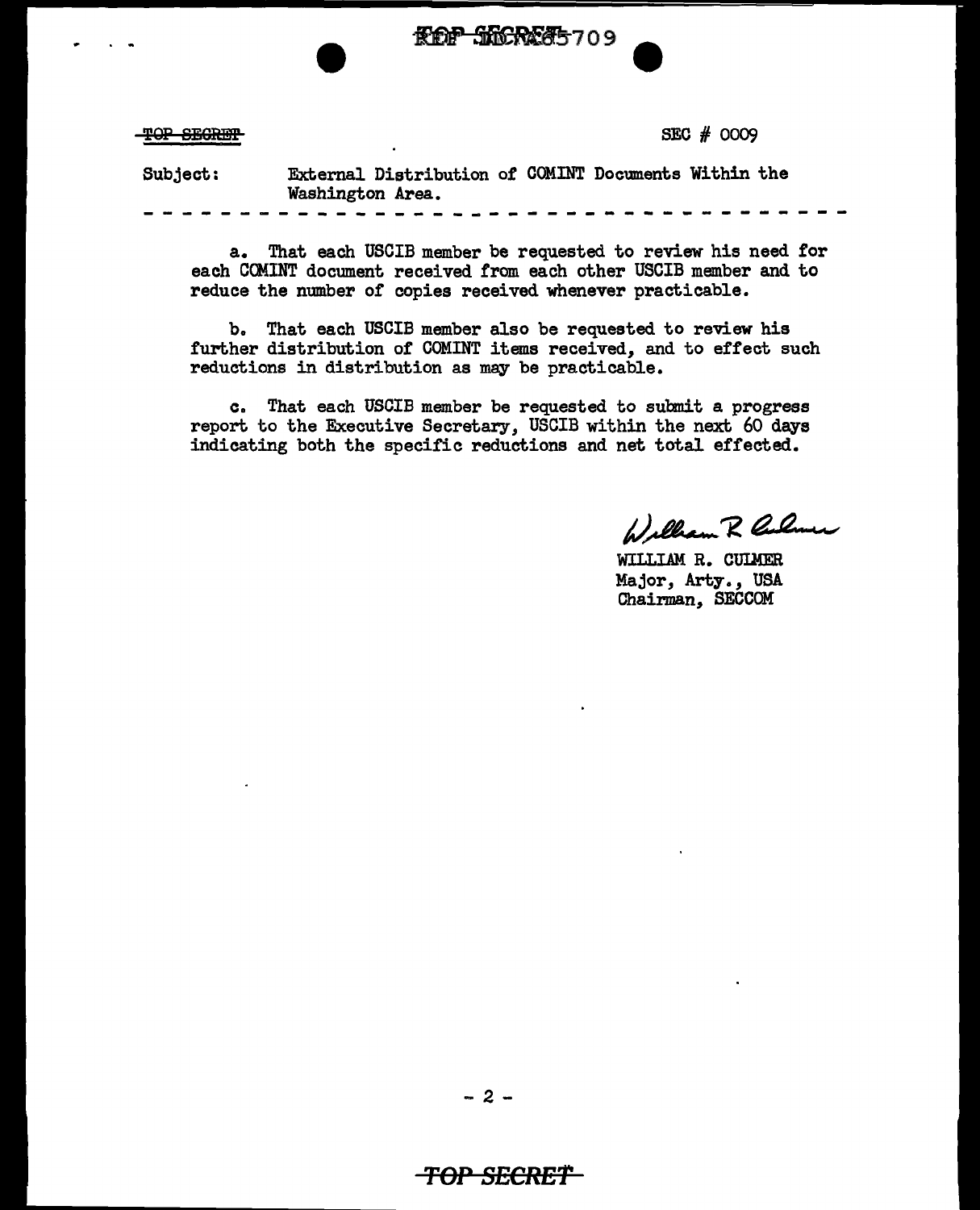TOP SECRET SEC # 0009

Subject: External Distribution of COMINT Documents Within the Washington Area.

- - - - - - - - - - - - - - - - - - - - - - - - - - - - - - - -

a. That each USCIB member be requested to review his need for each COMINT document received from each other USCIB member and to reduce the number of copies received whenever practicable.

b. That each USCIB member also be requested to review his further distribution of COMINT items received, and to effect such reductions in distribution as may be practicable.

c. That each USCIB member be requested to submit a progress report to the Executive Secretary, USCIB within the next 60 days indicating both the specific reductions and net total effected.

William R. Culmer

WILLIAM R. CULMER
Major, Arty., USA
Chairman, SECCOM

TOP SECRET